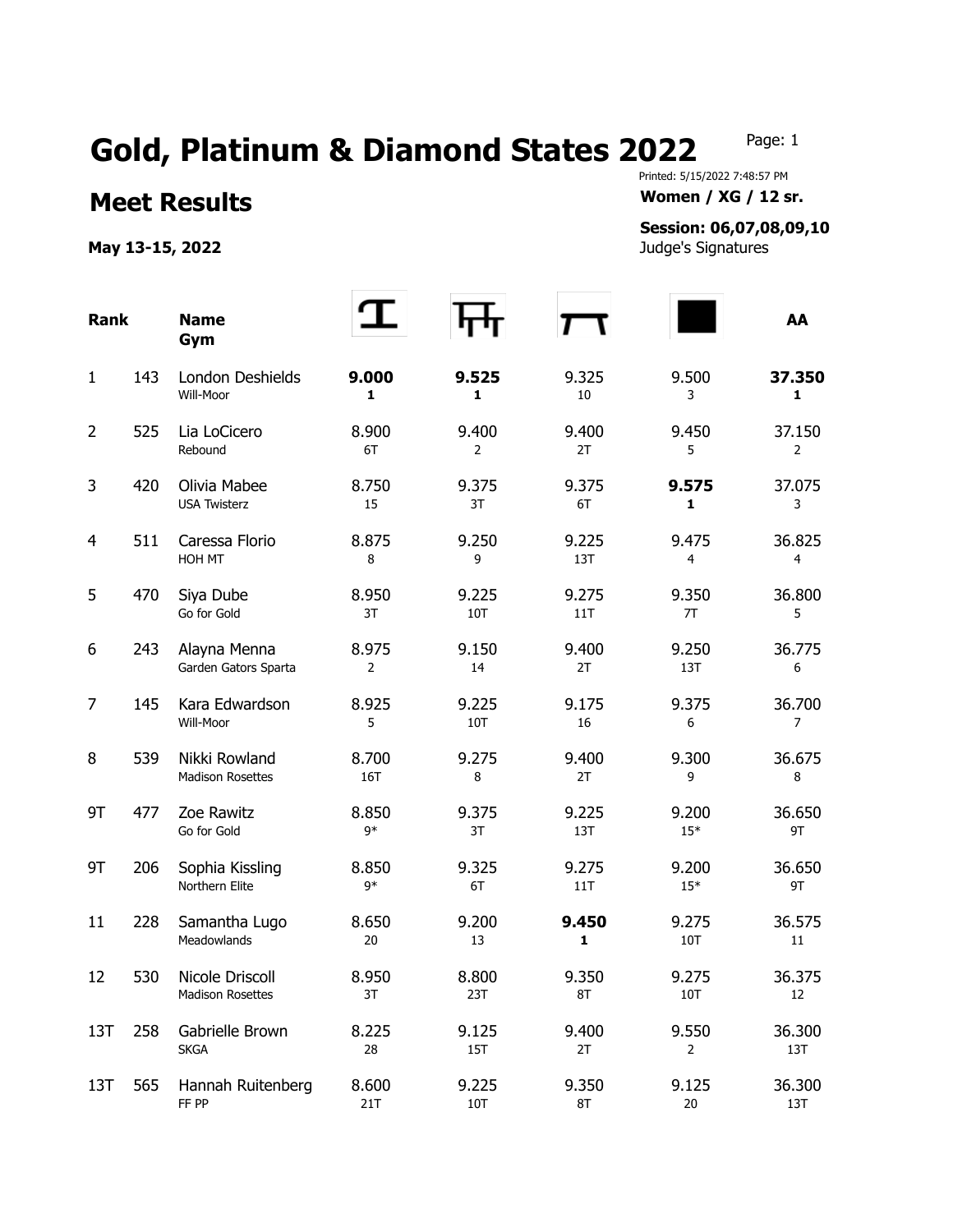# Gold, Platinum & Diamond States 2022

## Meet Results

**May 13-15, 2022**

Printed: 5/15/2022 7:48:57 PM

**Women / XG / 12 sr.**

**Session: 06,07,08,09,10**

Judge's Signatures

| Rank | | Name / Gym | Vault | Bars | Beam | Floor | AA |
|---|---|---|---|---|---|---|---|
| 1 | 143 | London Deshields / Will-Moor | **9.000** / **1** | **9.525** / **1** | 9.325 / 10 | 9.500 / 3 | **37.350** / **1** |
| 2 | 525 | Lia LoCicero / Rebound | 8.900 / 6T | 9.400 / 2 | 9.400 / 2T | 9.450 / 5 | 37.150 / 2 |
| 3 | 420 | Olivia Mabee / USA Twisterz | 8.750 / 15 | 9.375 / 3T | 9.375 / 6T | **9.575** / **1** | 37.075 / 3 |
| 4 | 511 | Caressa Florio / HOH MT | 8.875 / 8 | 9.250 / 9 | 9.225 / 13T | 9.475 / 4 | 36.825 / 4 |
| 5 | 470 | Siya Dube / Go for Gold | 8.950 / 3T | 9.225 / 10T | 9.275 / 11T | 9.350 / 7T | 36.800 / 5 |
| 6 | 243 | Alayna Menna / Garden Gators Sparta | 8.975 / 2 | 9.150 / 14 | 9.400 / 2T | 9.250 / 13T | 36.775 / 6 |
| 7 | 145 | Kara Edwardson / Will-Moor | 8.925 / 5 | 9.225 / 10T | 9.175 / 16 | 9.375 / 6 | 36.700 / 7 |
| 8 | 539 | Nikki Rowland / Madison Rosettes | 8.700 / 16T | 9.275 / 8 | 9.400 / 2T | 9.300 / 9 | 36.675 / 8 |
| 9T | 477 | Zoe Rawitz / Go for Gold | 8.850 / 9* | 9.375 / 3T | 9.225 / 13T | 9.200 / 15* | 36.650 / 9T |
| 9T | 206 | Sophia Kissling / Northern Elite | 8.850 / 9* | 9.325 / 6T | 9.275 / 11T | 9.200 / 15* | 36.650 / 9T |
| 11 | 228 | Samantha Lugo / Meadowlands | 8.650 / 20 | 9.200 / 13 | **9.450** / **1** | 9.275 / 10T | 36.575 / 11 |
| 12 | 530 | Nicole Driscoll / Madison Rosettes | 8.950 / 3T | 8.800 / 23T | 9.350 / 8T | 9.275 / 10T | 36.375 / 12 |
| 13T | 258 | Gabrielle Brown / SKGA | 8.225 / 28 | 9.125 / 15T | 9.400 / 2T | 9.550 / 2 | 36.300 / 13T |
| 13T | 565 | Hannah Ruitenberg / FF PP | 8.600 / 21T | 9.225 / 10T | 9.350 / 8T | 9.125 / 20 | 36.300 / 13T |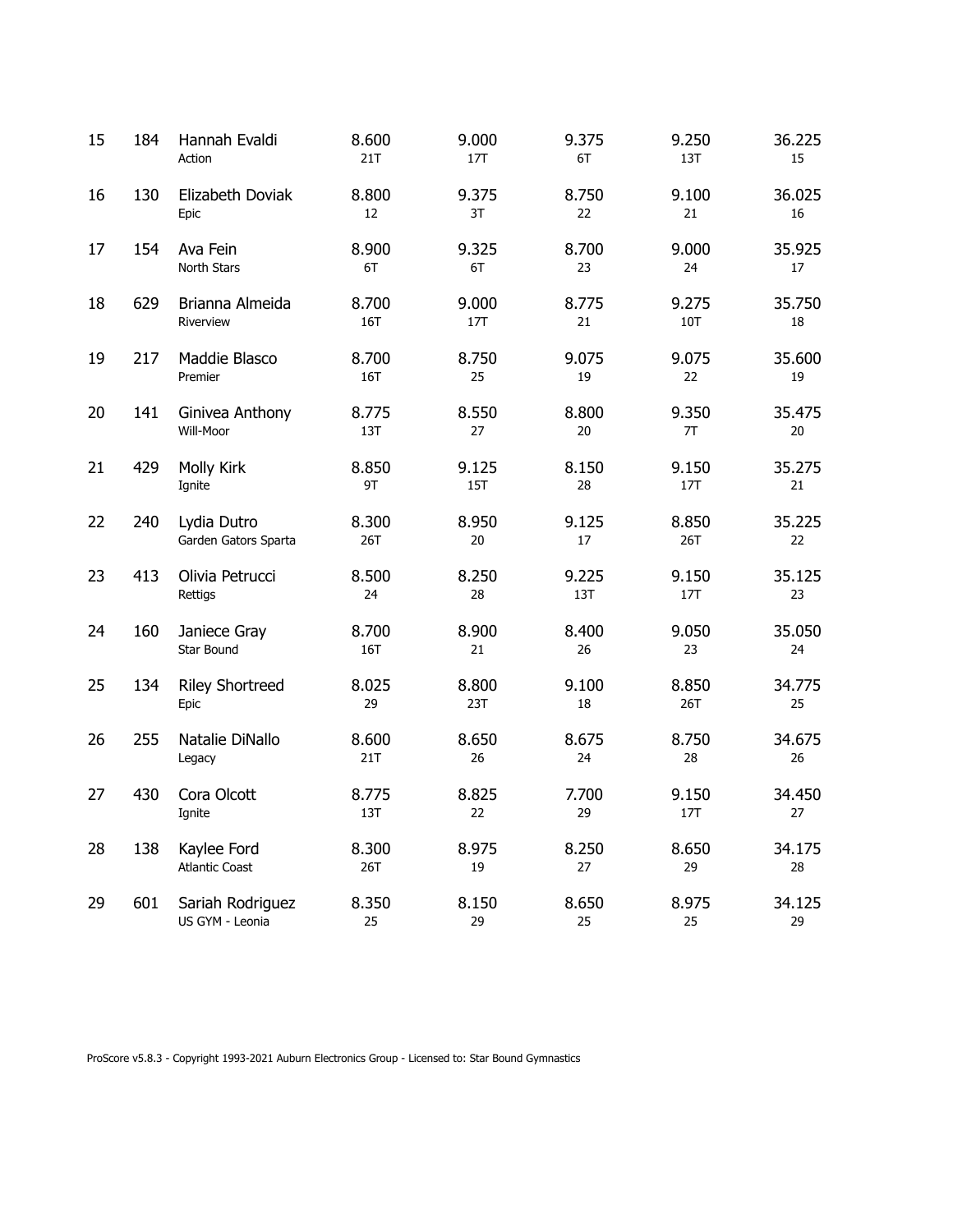| | | | | | | | |
|---|---|---|---|---|---|---|---|
| 15 | 184 | Hannah Evaldi<br>Action | 8.600<br>21T | 9.000<br>17T | 9.375<br>6T | 9.250<br>13T | 36.225<br>15 |
| 16 | 130 | Elizabeth Doviak<br>Epic | 8.800<br>12 | 9.375<br>3T | 8.750<br>22 | 9.100<br>21 | 36.025<br>16 |
| 17 | 154 | Ava Fein<br>North Stars | 8.900<br>6T | 9.325<br>6T | 8.700<br>23 | 9.000<br>24 | 35.925<br>17 |
| 18 | 629 | Brianna Almeida<br>Riverview | 8.700<br>16T | 9.000<br>17T | 8.775<br>21 | 9.275<br>10T | 35.750<br>18 |
| 19 | 217 | Maddie Blasco<br>Premier | 8.700<br>16T | 8.750<br>25 | 9.075<br>19 | 9.075<br>22 | 35.600<br>19 |
| 20 | 141 | Ginivea Anthony<br>Will-Moor | 8.775<br>13T | 8.550<br>27 | 8.800<br>20 | 9.350<br>7T | 35.475<br>20 |
| 21 | 429 | Molly Kirk<br>Ignite | 8.850<br>9T | 9.125<br>15T | 8.150<br>28 | 9.150<br>17T | 35.275<br>21 |
| 22 | 240 | Lydia Dutro<br>Garden Gators Sparta | 8.300<br>26T | 8.950<br>20 | 9.125<br>17 | 8.850<br>26T | 35.225<br>22 |
| 23 | 413 | Olivia Petrucci<br>Rettigs | 8.500<br>24 | 8.250<br>28 | 9.225<br>13T | 9.150<br>17T | 35.125<br>23 |
| 24 | 160 | Janiece Gray<br>Star Bound | 8.700<br>16T | 8.900<br>21 | 8.400<br>26 | 9.050<br>23 | 35.050<br>24 |
| 25 | 134 | Riley Shortreed<br>Epic | 8.025<br>29 | 8.800<br>23T | 9.100<br>18 | 8.850<br>26T | 34.775<br>25 |
| 26 | 255 | Natalie DiNallo<br>Legacy | 8.600<br>21T | 8.650<br>26 | 8.675<br>24 | 8.750<br>28 | 34.675<br>26 |
| 27 | 430 | Cora Olcott<br>Ignite | 8.775<br>13T | 8.825<br>22 | 7.700<br>29 | 9.150<br>17T | 34.450<br>27 |
| 28 | 138 | Kaylee Ford<br>Atlantic Coast | 8.300<br>26T | 8.975<br>19 | 8.250<br>27 | 8.650<br>29 | 34.175<br>28 |
| 29 | 601 | Sariah Rodriguez<br>US GYM - Leonia | 8.350<br>25 | 8.150<br>29 | 8.650<br>25 | 8.975<br>25 | 34.125<br>29 |

ProScore v5.8.3 - Copyright 1993-2021 Auburn Electronics Group - Licensed to: Star Bound Gymnastics